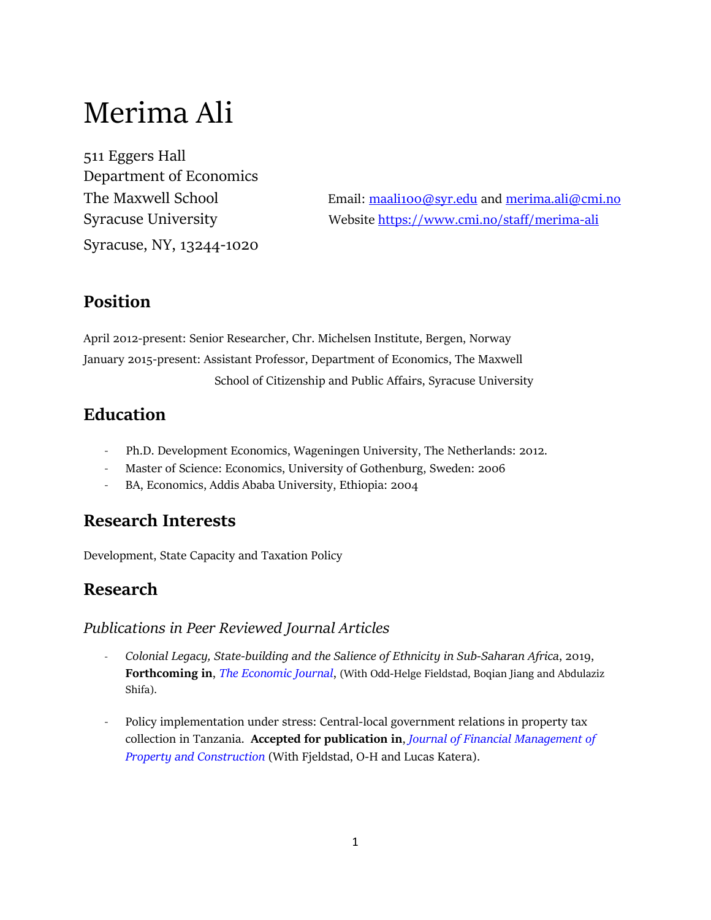# Merima Ali

511 Eggers Hall
Department of Economics
The Maxwell School
Syracuse University
Syracuse, NY, 13244-1020

Email: [maali100@syr.edu](mailto:maali100@syr.edu) and [merima.ali@cmi.no](mailto:merima.ali@cmi.no)
Website [https://www.cmi.no/staff/merima-ali](https://www.cmi.no/staff/merima-ali)

## Position

April 2012-present: Senior Researcher, Chr. Michelsen Institute, Bergen, Norway

January 2015-present: Assistant Professor, Department of Economics, The Maxwell School of Citizenship and Public Affairs, Syracuse University

## Education

- Ph.D. Development Economics, Wageningen University, The Netherlands: 2012.
- Master of Science: Economics, University of Gothenburg, Sweden: 2006
- BA, Economics, Addis Ababa University, Ethiopia: 2004

## Research Interests

Development, State Capacity and Taxation Policy

## Research

### *Publications in Peer Reviewed Journal Articles*

- *Colonial Legacy, State-building and the Salience of Ethnicity in Sub-Saharan Africa*, 2019, **Forthcoming in**, *The Economic Journal*, (With Odd-Helge Fieldstad, Boqian Jiang and Abdulaziz Shifa).

- Policy implementation under stress: Central-local government relations in property tax collection in Tanzania. **Accepted for publication in**, *Journal of Financial Management of Property and Construction* (With Fjeldstad, O-H and Lucas Katera).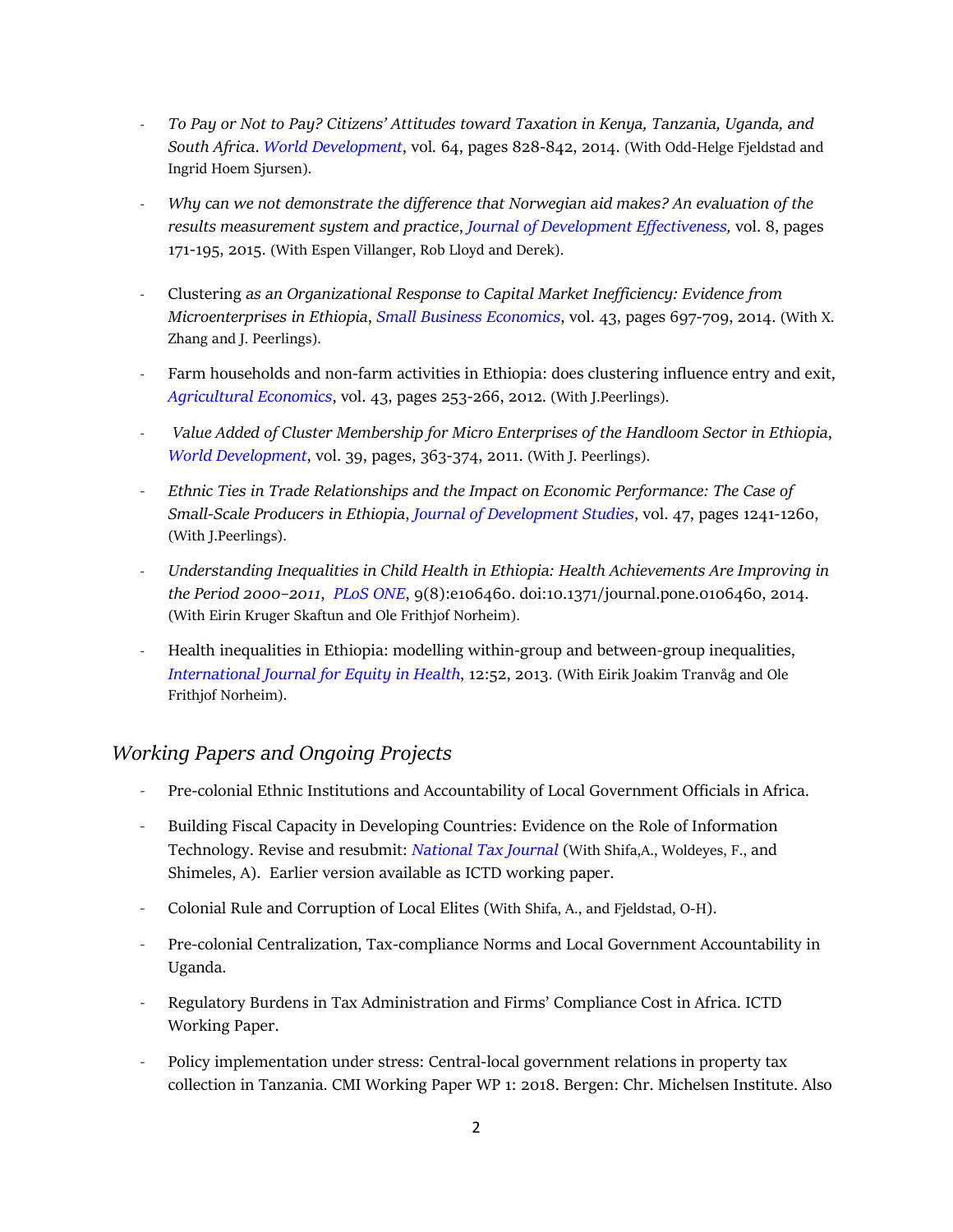- *To Pay or Not to Pay? Citizens' Attitudes toward Taxation in Kenya, Tanzania, Uganda, and South Africa*. *World Development*, vol. 64, pages 828-842, 2014. (With Odd-Helge Fjeldstad and Ingrid Hoem Sjursen).

- *Why can we not demonstrate the difference that Norwegian aid makes? An evaluation of the results measurement system and practice*, *Journal of Development Effectiveness,* vol. 8, pages 171-195, 2015. (With Espen Villanger, Rob Lloyd and Derek).

- Clustering *as an Organizational Response to Capital Market Inefficiency: Evidence from Microenterprises in Ethiopia*, *Small Business Economics*, vol. 43, pages 697-709, 2014. (With X. Zhang and J. Peerlings).

- Farm households and non-farm activities in Ethiopia: does clustering influence entry and exit, *Agricultural Economics*, vol. 43, pages 253-266, 2012. (With J.Peerlings).

- *Value Added of Cluster Membership for Micro Enterprises of the Handloom Sector in Ethiopia*, *World Development*, vol. 39, pages, 363-374, 2011. (With J. Peerlings).

- *Ethnic Ties in Trade Relationships and the Impact on Economic Performance: The Case of Small-Scale Producers in Ethiopia*, *Journal of Development Studies*, vol. 47, pages 1241-1260, (With J.Peerlings).

- *Understanding Inequalities in Child Health in Ethiopia: Health Achievements Are Improving in the Period 2000–2011*, *PLoS ONE*, 9(8):e106460. doi:10.1371/journal.pone.0106460, 2014. (With Eirin Kruger Skaftun and Ole Frithjof Norheim).

- Health inequalities in Ethiopia: modelling within-group and between-group inequalities, *International Journal for Equity in Health*, 12:52, 2013. (With Eirik Joakim Tranvåg and Ole Frithjof Norheim).

## *Working Papers and Ongoing Projects*

- Pre-colonial Ethnic Institutions and Accountability of Local Government Officials in Africa.

- Building Fiscal Capacity in Developing Countries: Evidence on the Role of Information Technology. Revise and resubmit: *National Tax Journal* (With Shifa,A., Woldeyes, F., and Shimeles, A). Earlier version available as ICTD working paper.

- Colonial Rule and Corruption of Local Elites (With Shifa, A., and Fjeldstad, O-H).

- Pre-colonial Centralization, Tax-compliance Norms and Local Government Accountability in Uganda.

- Regulatory Burdens in Tax Administration and Firms' Compliance Cost in Africa. ICTD Working Paper.

- Policy implementation under stress: Central-local government relations in property tax collection in Tanzania. CMI Working Paper WP 1: 2018. Bergen: Chr. Michelsen Institute. Also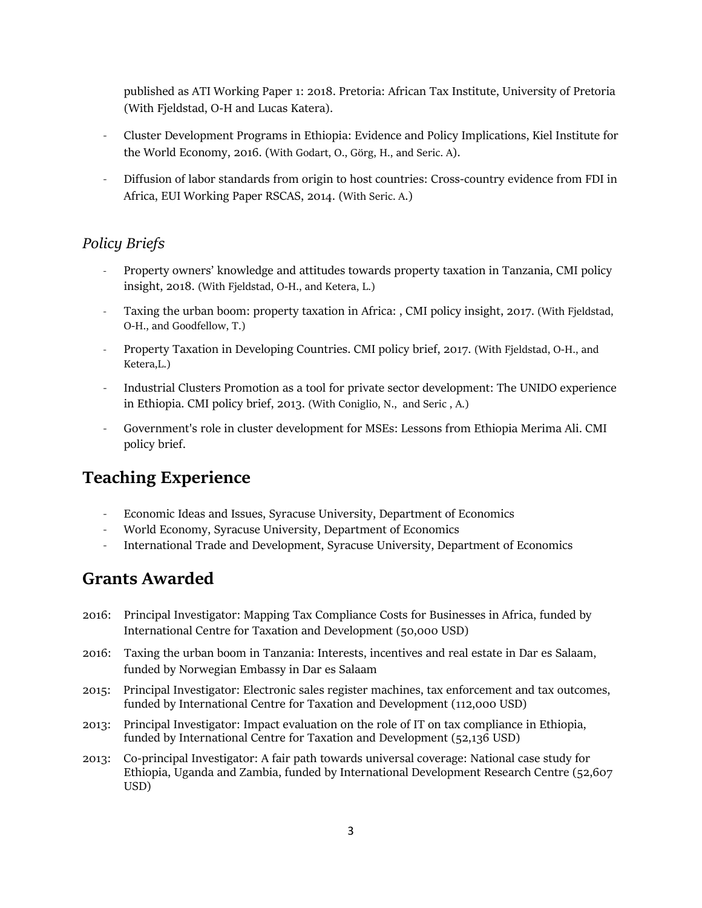published as ATI Working Paper 1: 2018. Pretoria: African Tax Institute, University of Pretoria (With Fjeldstad, O-H and Lucas Katera).

- Cluster Development Programs in Ethiopia: Evidence and Policy Implications, Kiel Institute for the World Economy, 2016. (With Godart, O., Görg, H., and Seric. A).
- Diffusion of labor standards from origin to host countries: Cross-country evidence from FDI in Africa, EUI Working Paper RSCAS, 2014. (With Seric. A.)

### *Policy Briefs*

- Property owners' knowledge and attitudes towards property taxation in Tanzania, CMI policy insight, 2018. (With Fjeldstad, O-H., and Ketera, L.)
- Taxing the urban boom: property taxation in Africa: , CMI policy insight, 2017. (With Fjeldstad, O-H., and Goodfellow, T.)
- Property Taxation in Developing Countries. CMI policy brief, 2017. (With Fjeldstad, O-H., and Ketera,L.)
- Industrial Clusters Promotion as a tool for private sector development: The UNIDO experience in Ethiopia. CMI policy brief, 2013. (With Coniglio, N., and Seric , A.)
- Government's role in cluster development for MSEs: Lessons from Ethiopia Merima Ali. CMI policy brief.

## Teaching Experience

- Economic Ideas and Issues, Syracuse University, Department of Economics
- World Economy, Syracuse University, Department of Economics
- International Trade and Development, Syracuse University, Department of Economics

## Grants Awarded

2016: Principal Investigator: Mapping Tax Compliance Costs for Businesses in Africa, funded by International Centre for Taxation and Development (50,000 USD)

2016: Taxing the urban boom in Tanzania: Interests, incentives and real estate in Dar es Salaam, funded by Norwegian Embassy in Dar es Salaam

2015: Principal Investigator: Electronic sales register machines, tax enforcement and tax outcomes, funded by International Centre for Taxation and Development (112,000 USD)

2013: Principal Investigator: Impact evaluation on the role of IT on tax compliance in Ethiopia, funded by International Centre for Taxation and Development (52,136 USD)

2013: Co-principal Investigator: A fair path towards universal coverage: National case study for Ethiopia, Uganda and Zambia, funded by International Development Research Centre (52,607 USD)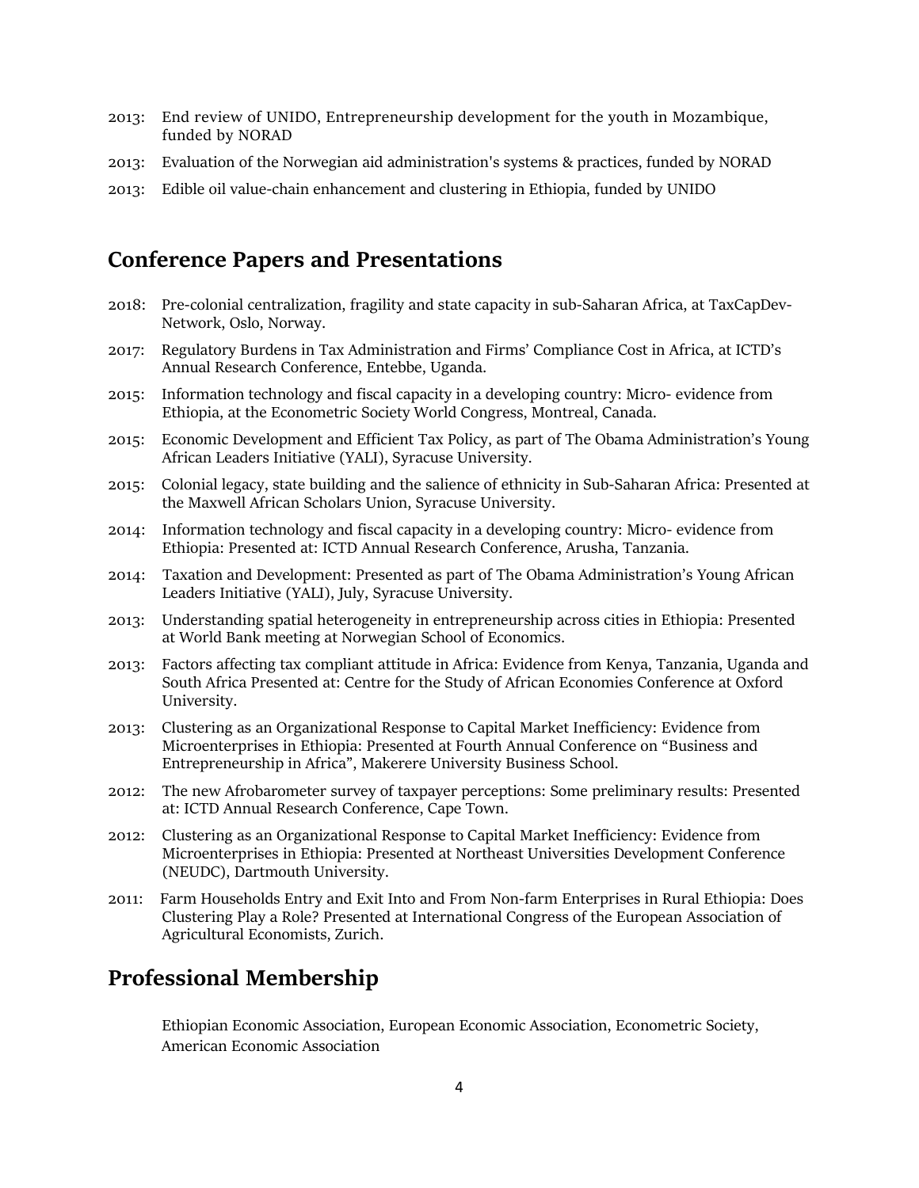2013: End review of UNIDO, Entrepreneurship development for the youth in Mozambique, funded by NORAD

2013: Evaluation of the Norwegian aid administration's systems & practices, funded by NORAD

2013: Edible oil value-chain enhancement and clustering in Ethiopia, funded by UNIDO

## Conference Papers and Presentations

2018: Pre-colonial centralization, fragility and state capacity in sub-Saharan Africa, at TaxCapDev-Network, Oslo, Norway.

2017: Regulatory Burdens in Tax Administration and Firms' Compliance Cost in Africa, at ICTD's Annual Research Conference, Entebbe, Uganda.

2015: Information technology and fiscal capacity in a developing country: Micro- evidence from Ethiopia, at the Econometric Society World Congress, Montreal, Canada.

2015: Economic Development and Efficient Tax Policy, as part of The Obama Administration's Young African Leaders Initiative (YALI), Syracuse University.

2015: Colonial legacy, state building and the salience of ethnicity in Sub-Saharan Africa: Presented at the Maxwell African Scholars Union, Syracuse University.

2014: Information technology and fiscal capacity in a developing country: Micro- evidence from Ethiopia: Presented at: ICTD Annual Research Conference, Arusha, Tanzania.

2014: Taxation and Development: Presented as part of The Obama Administration's Young African Leaders Initiative (YALI), July, Syracuse University.

2013: Understanding spatial heterogeneity in entrepreneurship across cities in Ethiopia: Presented at World Bank meeting at Norwegian School of Economics.

2013: Factors affecting tax compliant attitude in Africa: Evidence from Kenya, Tanzania, Uganda and South Africa Presented at: Centre for the Study of African Economies Conference at Oxford University.

2013: Clustering as an Organizational Response to Capital Market Inefficiency: Evidence from Microenterprises in Ethiopia: Presented at Fourth Annual Conference on "Business and Entrepreneurship in Africa", Makerere University Business School.

2012: The new Afrobarometer survey of taxpayer perceptions: Some preliminary results: Presented at: ICTD Annual Research Conference, Cape Town.

2012: Clustering as an Organizational Response to Capital Market Inefficiency: Evidence from Microenterprises in Ethiopia: Presented at Northeast Universities Development Conference (NEUDC), Dartmouth University.

2011: Farm Households Entry and Exit Into and From Non-farm Enterprises in Rural Ethiopia: Does Clustering Play a Role? Presented at International Congress of the European Association of Agricultural Economists, Zurich.

## Professional Membership

Ethiopian Economic Association, European Economic Association, Econometric Society, American Economic Association